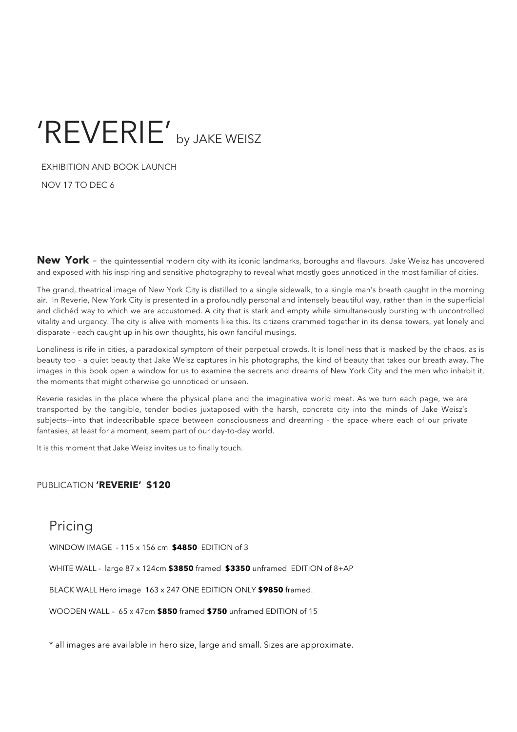# 'REVERIE' by JAKE WEISZ

EXHIBITION AND BOOK LAUNCH

NOV 17 TO DEC 6

**New York** – the quintessential modern city with its iconic landmarks, boroughs and flavours. Jake Weisz has uncovered and exposed with his inspiring and sensitive photography to reveal what mostly goes unnoticed in the most familiar of cities.

The grand, theatrical image of New York City is distilled to a single sidewalk, to a single man's breath caught in the morning air. In Reverie, New York City is presented in a profoundly personal and intensely beautiful way, rather than in the superficial and clichéd way to which we are accustomed. A city that is stark and empty while simultaneously bursting with uncontrolled vitality and urgency. The city is alive with moments like this. Its citizens crammed together in its dense towers, yet lonely and disparate – each caught up in his own thoughts, his own fanciful musings.

Loneliness is rife in cities, a paradoxical symptom of their perpetual crowds. It is loneliness that is masked by the chaos, as is beauty too - a quiet beauty that Jake Weisz captures in his photographs, the kind of beauty that takes our breath away. The images in this book open a window for us to examine the secrets and dreams of New York City and the men who inhabit it, the moments that might otherwise go unnoticed or unseen.

Reverie resides in the place where the physical plane and the imaginative world meet. As we turn each page, we are transported by the tangible, tender bodies juxtaposed with the harsh, concrete city into the minds of Jake Weisz's subjects––into that indescribable space between consciousness and dreaming - the space where each of our private fantasies, at least for a moment, seem part of our day-to-day world.

It is this moment that Jake Weisz invites us to finally touch.

PUBLICATION **'REVERIE' $120**

## Pricing

WINDOW IMAGE - 115 x 156 cm **$4850** EDITION of 3

WHITE WALL - large 87 x 124cm **$3850** framed **$3350** unframed EDITION of 8+AP

BLACK WALL Hero image 163 x 247 ONE EDITION ONLY **$9850** framed.

WOODEN WALL – 65 x 47cm **$850** framed **$750** unframed EDITION of 15

* all images are available in hero size, large and small. Sizes are approximate.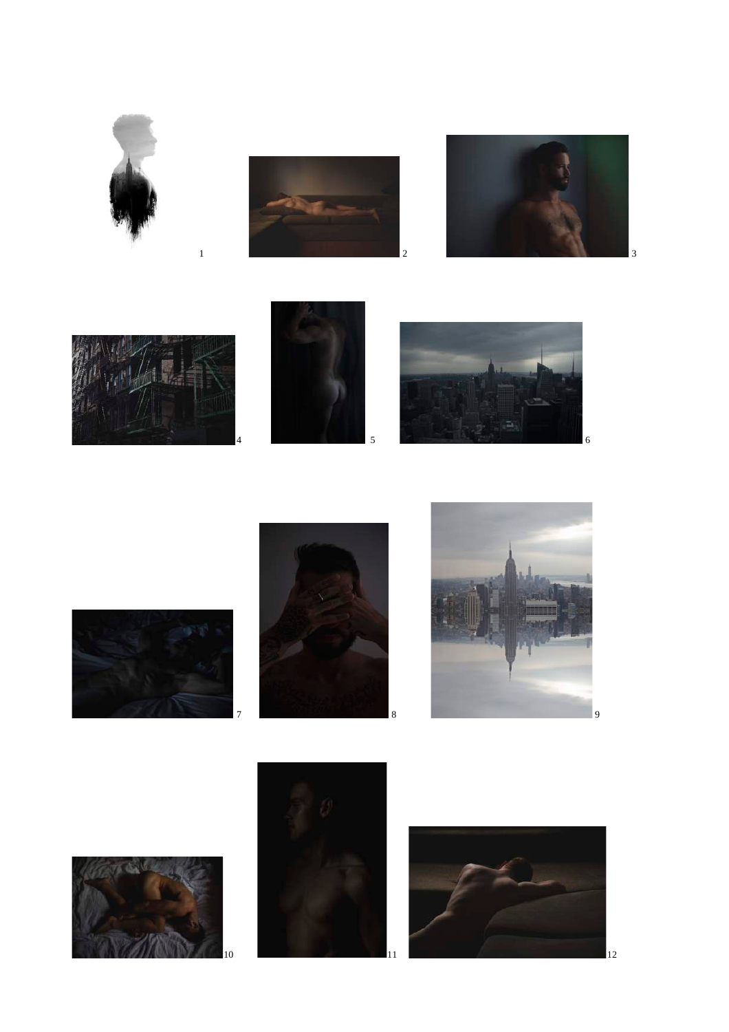1

2

3

4

5

6

7

8

9

10

11

12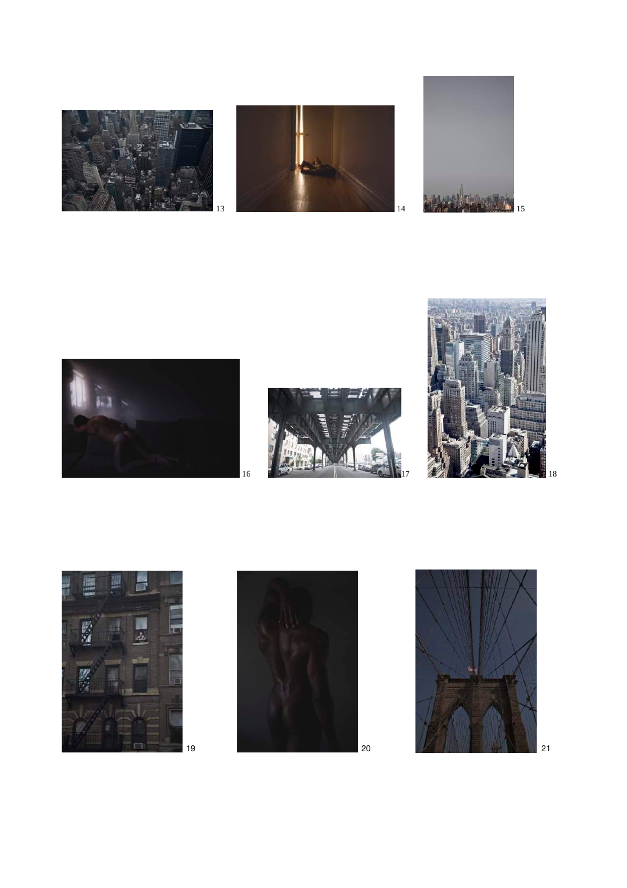13

14

15

16

17

18

19

20

21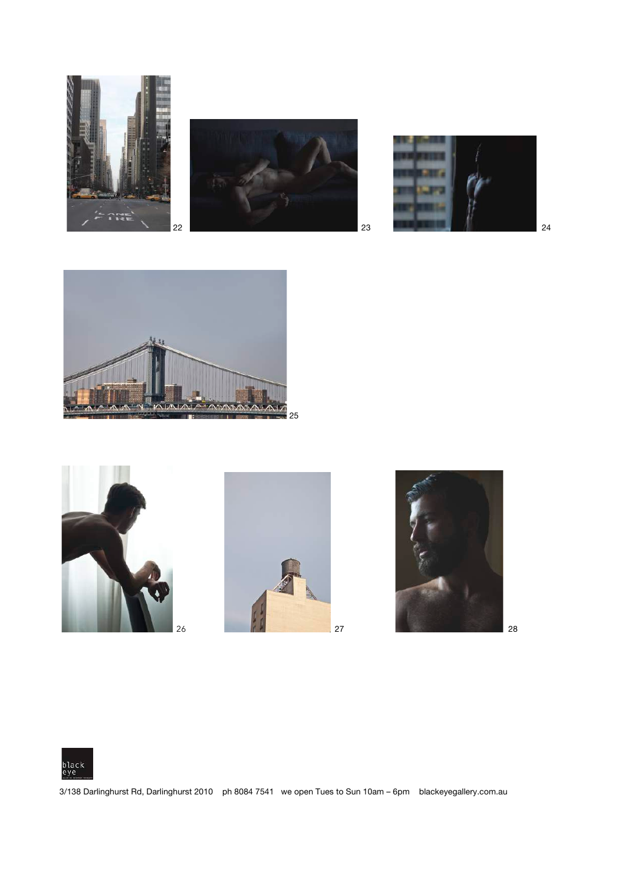22

23

24

25

26

27

28

black eye

3/138 Darlinghurst Rd, Darlinghurst 2010    ph 8084 7541    we open Tues to Sun 10am – 6pm    blackeyegallery.com.au